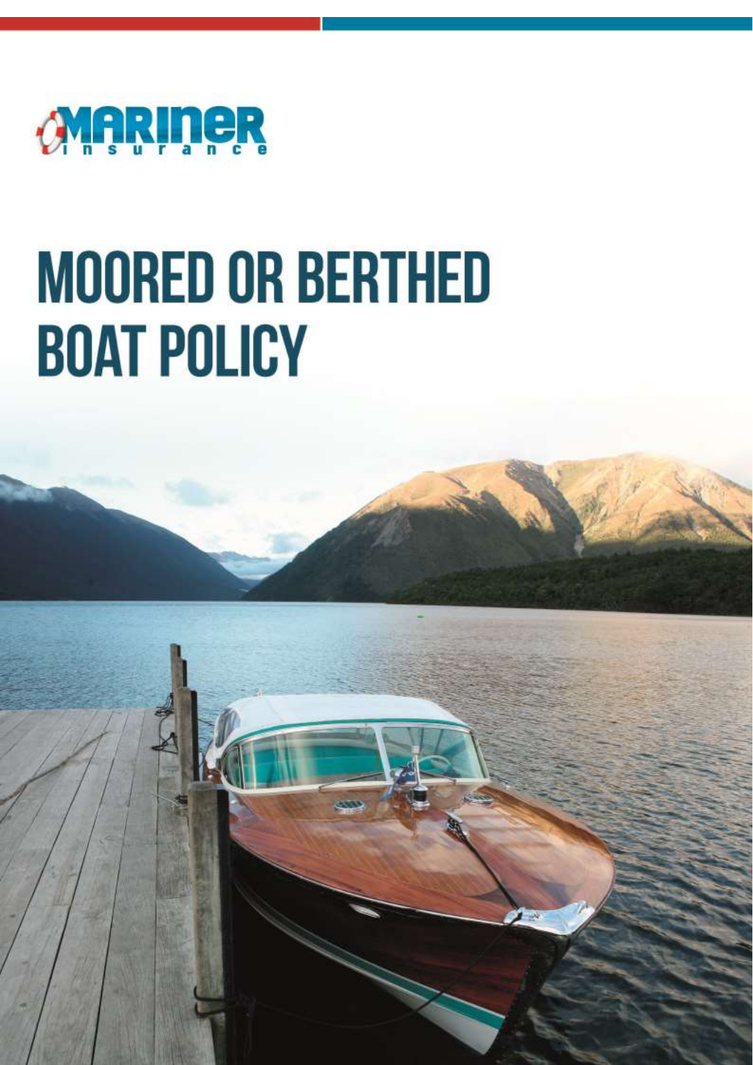Mariner Insurance

# MOORED OR BERTHED BOAT POLICY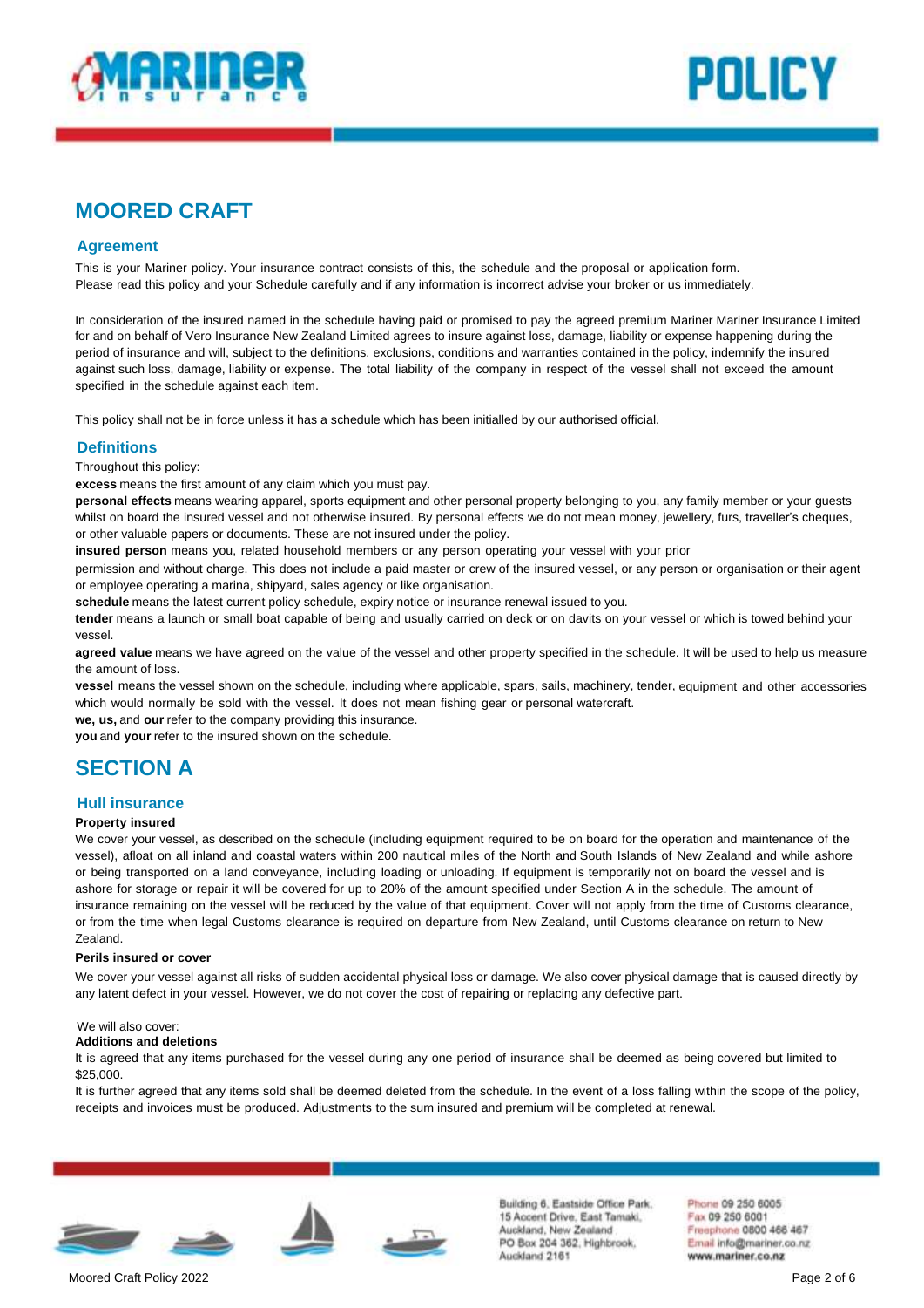# MOORED CRAFT

## Agreement

This is your Mariner policy. Your insurance contract consists of this, the schedule and the proposal or application form. Please read this policy and your Schedule carefully and if any information is incorrect advise your broker or us immediately.

In consideration of the insured named in the schedule having paid or promised to pay the agreed premium Mariner Mariner Insurance Limited for and on behalf of Vero Insurance New Zealand Limited agrees to insure against loss, damage, liability or expense happening during the period of insurance and will, subject to the definitions, exclusions, conditions and warranties contained in the policy, indemnify the insured against such loss, damage, liability or expense. The total liability of the company in respect of the vessel shall not exceed the amount specified in the schedule against each item.

This policy shall not be in force unless it has a schedule which has been initialled by our authorised official.

## Definitions

Throughout this policy:

**excess** means the first amount of any claim which you must pay.

**personal effects** means wearing apparel, sports equipment and other personal property belonging to you, any family member or your guests whilst on board the insured vessel and not otherwise insured. By personal effects we do not mean money, jewellery, furs, traveller's cheques, or other valuable papers or documents. These are not insured under the policy.

**insured person** means you, related household members or any person operating your vessel with your prior permission and without charge. This does not include a paid master or crew of the insured vessel, or any person or organisation or their agent or employee operating a marina, shipyard, sales agency or like organisation.

**schedule** means the latest current policy schedule, expiry notice or insurance renewal issued to you.

**tender** means a launch or small boat capable of being and usually carried on deck or on davits on your vessel or which is towed behind your vessel.

**agreed value** means we have agreed on the value of the vessel and other property specified in the schedule. It will be used to help us measure the amount of loss.

**vessel** means the vessel shown on the schedule, including where applicable, spars, sails, machinery, tender, equipment and other accessories which would normally be sold with the vessel. It does not mean fishing gear or personal watercraft.

**we, us,** and **our** refer to the company providing this insurance.

**you** and **your** refer to the insured shown on the schedule.

# SECTION A

## Hull insurance

**Property insured**

We cover your vessel, as described on the schedule (including equipment required to be on board for the operation and maintenance of the vessel), afloat on all inland and coastal waters within 200 nautical miles of the North and South Islands of New Zealand and while ashore or being transported on a land conveyance, including loading or unloading. If equipment is temporarily not on board the vessel and is ashore for storage or repair it will be covered for up to 20% of the amount specified under Section A in the schedule. The amount of insurance remaining on the vessel will be reduced by the value of that equipment. Cover will not apply from the time of Customs clearance, or from the time when legal Customs clearance is required on departure from New Zealand, until Customs clearance on return to New Zealand.

**Perils insured or cover**

We cover your vessel against all risks of sudden accidental physical loss or damage. We also cover physical damage that is caused directly by any latent defect in your vessel. However, we do not cover the cost of repairing or replacing any defective part.

We will also cover:

**Additions and deletions**

It is agreed that any items purchased for the vessel during any one period of insurance shall be deemed as being covered but limited to $25,000.

It is further agreed that any items sold shall be deemed deleted from the schedule. In the event of a loss falling within the scope of the policy, receipts and invoices must be produced. Adjustments to the sum insured and premium will be completed at renewal.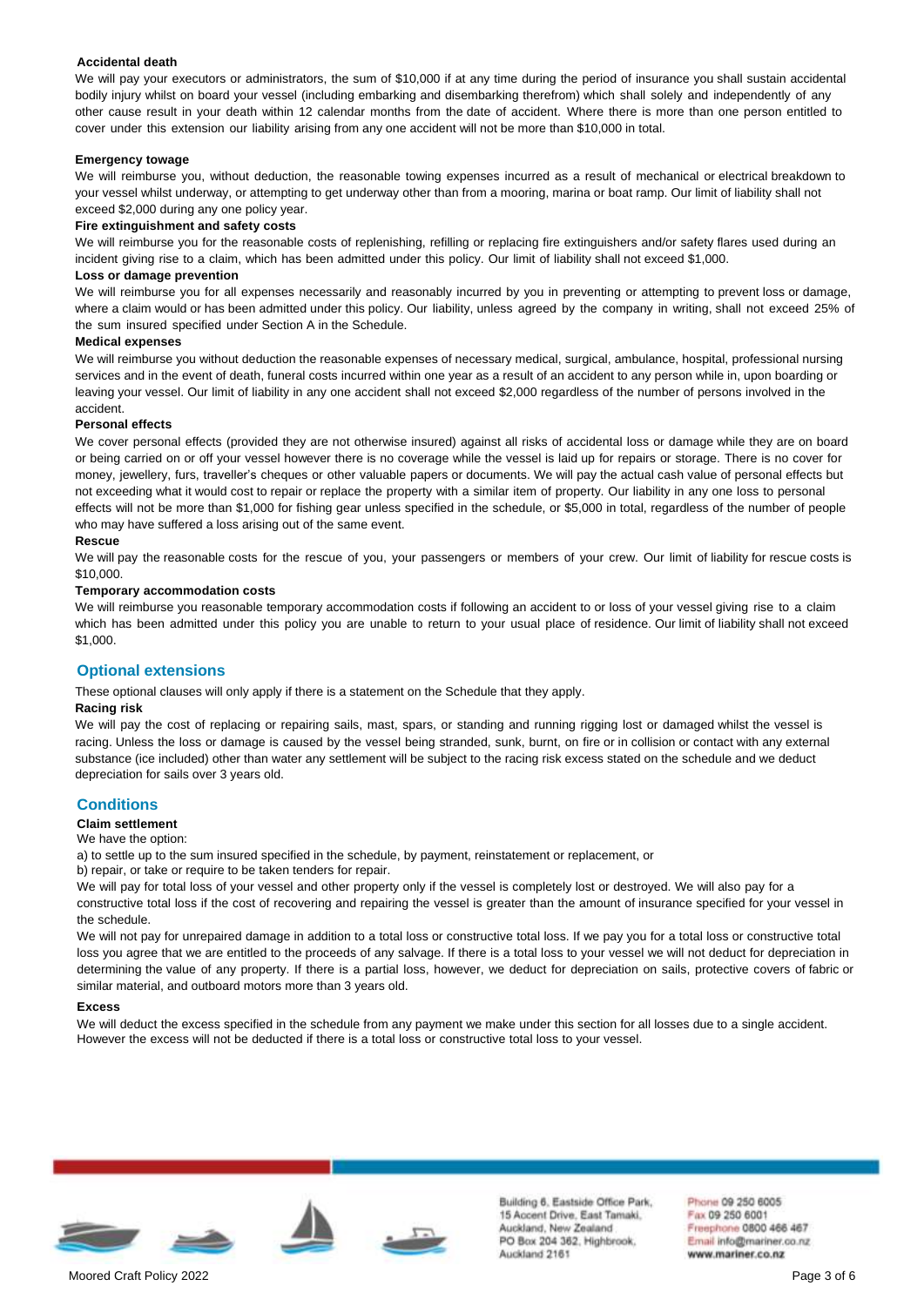### Accidental death

We will pay your executors or administrators, the sum of $10,000 if at any time during the period of insurance you shall sustain accidental bodily injury whilst on board your vessel (including embarking and disembarking therefrom) which shall solely and independently of any other cause result in your death within 12 calendar months from the date of accident. Where there is more than one person entitled to cover under this extension our liability arising from any one accident will not be more than $10,000 in total.

### Emergency towage

We will reimburse you, without deduction, the reasonable towing expenses incurred as a result of mechanical or electrical breakdown to your vessel whilst underway, or attempting to get underway other than from a mooring, marina or boat ramp. Our limit of liability shall not exceed $2,000 during any one policy year.

### Fire extinguishment and safety costs

We will reimburse you for the reasonable costs of replenishing, refilling or replacing fire extinguishers and/or safety flares used during an incident giving rise to a claim, which has been admitted under this policy. Our limit of liability shall not exceed $1,000.

### Loss or damage prevention

We will reimburse you for all expenses necessarily and reasonably incurred by you in preventing or attempting to prevent loss or damage, where a claim would or has been admitted under this policy. Our liability, unless agreed by the company in writing, shall not exceed 25% of the sum insured specified under Section A in the Schedule.

### Medical expenses

We will reimburse you without deduction the reasonable expenses of necessary medical, surgical, ambulance, hospital, professional nursing services and in the event of death, funeral costs incurred within one year as a result of an accident to any person while in, upon boarding or leaving your vessel. Our limit of liability in any one accident shall not exceed $2,000 regardless of the number of persons involved in the accident.

### Personal effects

We cover personal effects (provided they are not otherwise insured) against all risks of accidental loss or damage while they are on board or being carried on or off your vessel however there is no coverage while the vessel is laid up for repairs or storage. There is no cover for money, jewellery, furs, traveller's cheques or other valuable papers or documents. We will pay the actual cash value of personal effects but not exceeding what it would cost to repair or replace the property with a similar item of property. Our liability in any one loss to personal effects will not be more than $1,000 for fishing gear unless specified in the schedule, or $5,000 in total, regardless of the number of people who may have suffered a loss arising out of the same event.

### Rescue

We will pay the reasonable costs for the rescue of you, your passengers or members of your crew. Our limit of liability for rescue costs is $10,000.

### Temporary accommodation costs

We will reimburse you reasonable temporary accommodation costs if following an accident to or loss of your vessel giving rise to a claim which has been admitted under this policy you are unable to return to your usual place of residence. Our limit of liability shall not exceed $1,000.

## Optional extensions

These optional clauses will only apply if there is a statement on the Schedule that they apply.

### Racing risk

We will pay the cost of replacing or repairing sails, mast, spars, or standing and running rigging lost or damaged whilst the vessel is racing. Unless the loss or damage is caused by the vessel being stranded, sunk, burnt, on fire or in collision or contact with any external substance (ice included) other than water any settlement will be subject to the racing risk excess stated on the schedule and we deduct depreciation for sails over 3 years old.

## Conditions

### Claim settlement

We have the option:

a) to settle up to the sum insured specified in the schedule, by payment, reinstatement or replacement, or

b) repair, or take or require to be taken tenders for repair.

We will pay for total loss of your vessel and other property only if the vessel is completely lost or destroyed. We will also pay for a constructive total loss if the cost of recovering and repairing the vessel is greater than the amount of insurance specified for your vessel in the schedule.

We will not pay for unrepaired damage in addition to a total loss or constructive total loss. If we pay you for a total loss or constructive total loss you agree that we are entitled to the proceeds of any salvage. If there is a total loss to your vessel we will not deduct for depreciation in determining the value of any property. If there is a partial loss, however, we deduct for depreciation on sails, protective covers of fabric or similar material, and outboard motors more than 3 years old.

### Excess

We will deduct the excess specified in the schedule from any payment we make under this section for all losses due to a single accident. However the excess will not be deducted if there is a total loss or constructive total loss to your vessel.

Building 6, Eastside Office Park, 15 Accent Drive, East Tamaki, Auckland, New Zealand
PO Box 204 362, Highbrook, Auckland 2161

Phone 09 250 6005
Fax 09 250 6001
Freephone 0800 466 467
Email info@mariner.co.nz
www.mariner.co.nz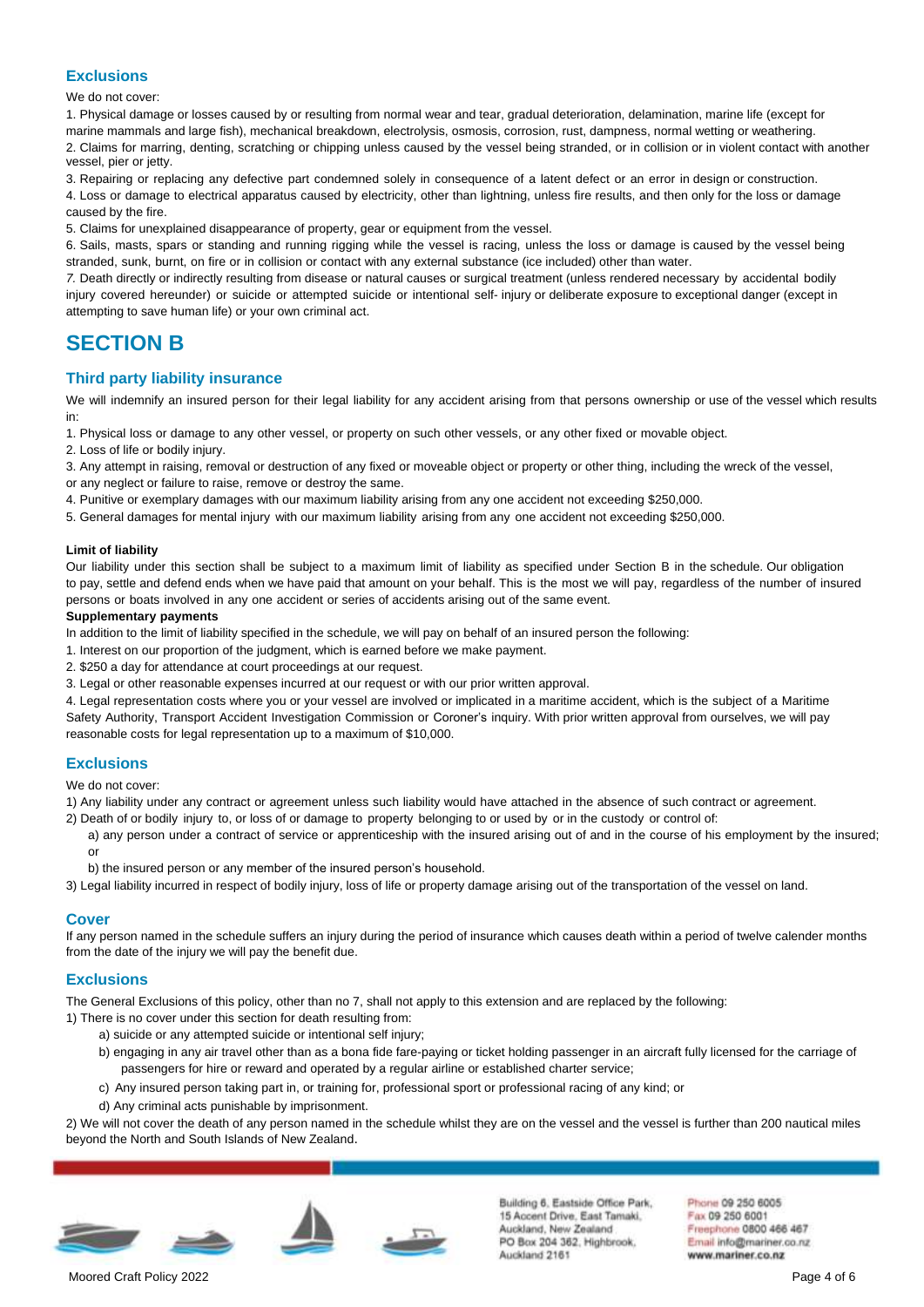### Exclusions

We do not cover:

1. Physical damage or losses caused by or resulting from normal wear and tear, gradual deterioration, delamination, marine life (except for marine mammals and large fish), mechanical breakdown, electrolysis, osmosis, corrosion, rust, dampness, normal wetting or weathering.
2. Claims for marring, denting, scratching or chipping unless caused by the vessel being stranded, or in collision or in violent contact with another vessel, pier or jetty.
3. Repairing or replacing any defective part condemned solely in consequence of a latent defect or an error in design or construction.
4. Loss or damage to electrical apparatus caused by electricity, other than lightning, unless fire results, and then only for the loss or damage caused by the fire.
5. Claims for unexplained disappearance of property, gear or equipment from the vessel.
6. Sails, masts, spars or standing and running rigging while the vessel is racing, unless the loss or damage is caused by the vessel being stranded, sunk, burnt, on fire or in collision or contact with any external substance (ice included) other than water.
7. Death directly or indirectly resulting from disease or natural causes or surgical treatment (unless rendered necessary by accidental bodily injury covered hereunder) or suicide or attempted suicide or intentional self- injury or deliberate exposure to exceptional danger (except in attempting to save human life) or your own criminal act.

# SECTION B

### Third party liability insurance

We will indemnify an insured person for their legal liability for any accident arising from that persons ownership or use of the vessel which results in:

1. Physical loss or damage to any other vessel, or property on such other vessels, or any other fixed or movable object.
2. Loss of life or bodily injury.
3. Any attempt in raising, removal or destruction of any fixed or moveable object or property or other thing, including the wreck of the vessel, or any neglect or failure to raise, remove or destroy the same.
4. Punitive or exemplary damages with our maximum liability arising from any one accident not exceeding $250,000.
5. General damages for mental injury with our maximum liability arising from any one accident not exceeding $250,000.

**Limit of liability**

Our liability under this section shall be subject to a maximum limit of liability as specified under Section B in the schedule. Our obligation to pay, settle and defend ends when we have paid that amount on your behalf. This is the most we will pay, regardless of the number of insured persons or boats involved in any one accident or series of accidents arising out of the same event.

**Supplementary payments**

In addition to the limit of liability specified in the schedule, we will pay on behalf of an insured person the following:

1. Interest on our proportion of the judgment, which is earned before we make payment.
2. $250 a day for attendance at court proceedings at our request.
3. Legal or other reasonable expenses incurred at our request or with our prior written approval.
4. Legal representation costs where you or your vessel are involved or implicated in a maritime accident, which is the subject of a Maritime Safety Authority, Transport Accident Investigation Commission or Coroner's inquiry. With prior written approval from ourselves, we will pay reasonable costs for legal representation up to a maximum of $10,000.

### Exclusions

We do not cover:

1) Any liability under any contract or agreement unless such liability would have attached in the absence of such contract or agreement.
2) Death of or bodily injury to, or loss of or damage to property belonging to or used by or in the custody or control of:
   a) any person under a contract of service or apprenticeship with the insured arising out of and in the course of his employment by the insured; or
   b) the insured person or any member of the insured person's household.
3) Legal liability incurred in respect of bodily injury, loss of life or property damage arising out of the transportation of the vessel on land.

### Cover

If any person named in the schedule suffers an injury during the period of insurance which causes death within a period of twelve calender months from the date of the injury we will pay the benefit due.

### Exclusions

The General Exclusions of this policy, other than no 7, shall not apply to this extension and are replaced by the following:

1) There is no cover under this section for death resulting from:
   a) suicide or any attempted suicide or intentional self injury;
   b) engaging in any air travel other than as a bona fide fare-paying or ticket holding passenger in an aircraft fully licensed for the carriage of passengers for hire or reward and operated by a regular airline or established charter service;
   c) Any insured person taking part in, or training for, professional sport or professional racing of any kind; or
   d) Any criminal acts punishable by imprisonment.
2) We will not cover the death of any person named in the schedule whilst they are on the vessel and the vessel is further than 200 nautical miles beyond the North and South Islands of New Zealand.

Building 6, Eastside Office Park, 15 Accent Drive, East Tamaki, Auckland, New Zealand
PO Box 204 362, Highbrook, Auckland 2161

Phone 09 250 6005
Fax 09 250 6001
Freephone 0800 466 467
Email info@mariner.co.nz
www.mariner.co.nz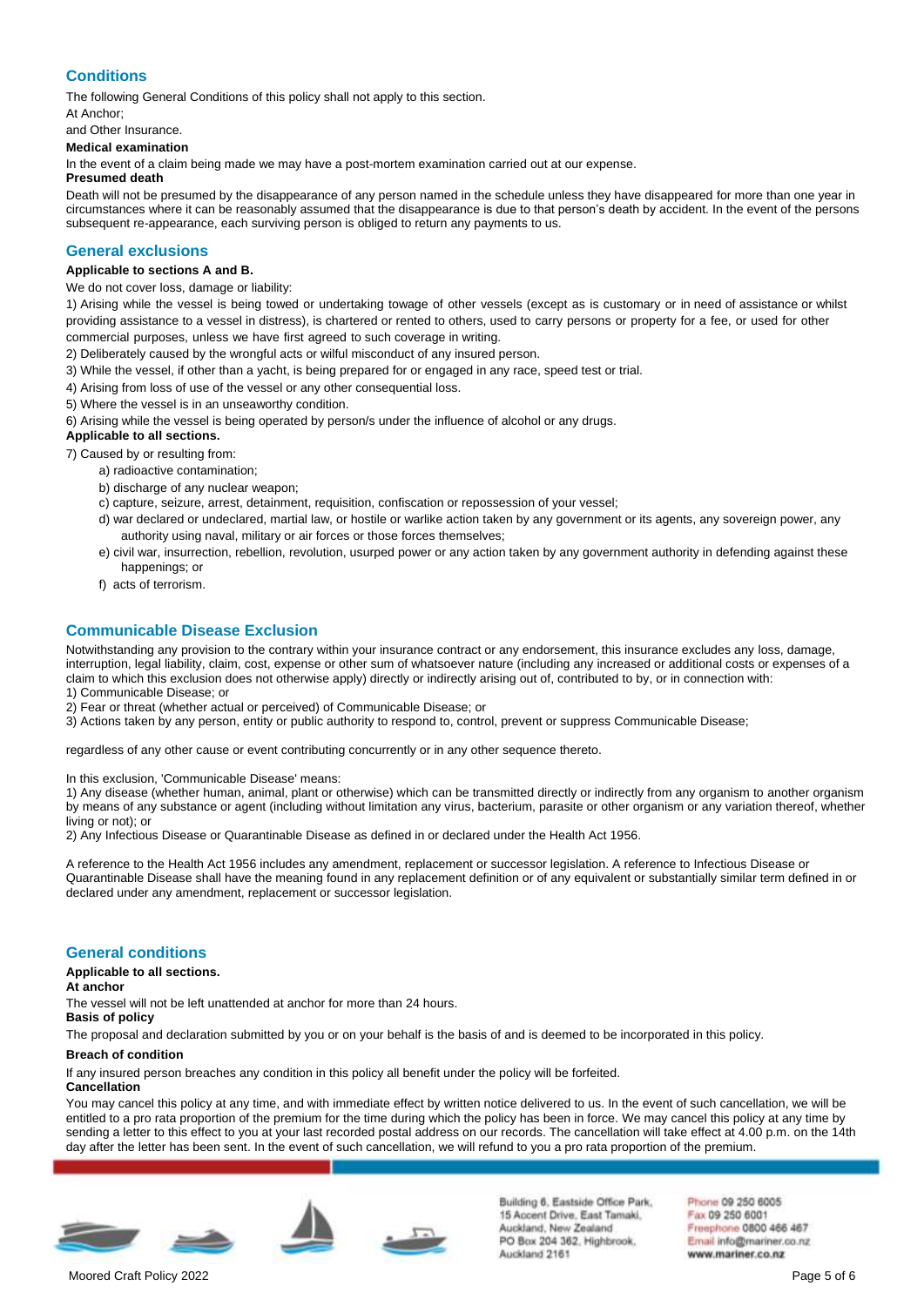## Conditions

The following General Conditions of this policy shall not apply to this section.

At Anchor;

and Other Insurance.

**Medical examination**

In the event of a claim being made we may have a post-mortem examination carried out at our expense.

**Presumed death**

Death will not be presumed by the disappearance of any person named in the schedule unless they have disappeared for more than one year in circumstances where it can be reasonably assumed that the disappearance is due to that person's death by accident. In the event of the persons subsequent re-appearance, each surviving person is obliged to return any payments to us.

## General exclusions

**Applicable to sections A and B.**

We do not cover loss, damage or liability:

1) Arising while the vessel is being towed or undertaking towage of other vessels (except as is customary or in need of assistance or whilst providing assistance to a vessel in distress), is chartered or rented to others, used to carry persons or property for a fee, or used for other commercial purposes, unless we have first agreed to such coverage in writing.

2) Deliberately caused by the wrongful acts or wilful misconduct of any insured person.

3) While the vessel, if other than a yacht, is being prepared for or engaged in any race, speed test or trial.

4) Arising from loss of use of the vessel or any other consequential loss.

5) Where the vessel is in an unseaworthy condition.

6) Arising while the vessel is being operated by person/s under the influence of alcohol or any drugs.

**Applicable to all sections.**

7) Caused by or resulting from:

- a) radioactive contamination;
- b) discharge of any nuclear weapon;
- c) capture, seizure, arrest, detainment, requisition, confiscation or repossession of your vessel;
- d) war declared or undeclared, martial law, or hostile or warlike action taken by any government or its agents, any sovereign power, any authority using naval, military or air forces or those forces themselves;
- e) civil war, insurrection, rebellion, revolution, usurped power or any action taken by any government authority in defending against these happenings; or
- f) acts of terrorism.

## Communicable Disease Exclusion

Notwithstanding any provision to the contrary within your insurance contract or any endorsement, this insurance excludes any loss, damage, interruption, legal liability, claim, cost, expense or other sum of whatsoever nature (including any increased or additional costs or expenses of a claim to which this exclusion does not otherwise apply) directly or indirectly arising out of, contributed to by, or in connection with:

1) Communicable Disease; or

2) Fear or threat (whether actual or perceived) of Communicable Disease; or

3) Actions taken by any person, entity or public authority to respond to, control, prevent or suppress Communicable Disease;

regardless of any other cause or event contributing concurrently or in any other sequence thereto.

In this exclusion, 'Communicable Disease' means:

1) Any disease (whether human, animal, plant or otherwise) which can be transmitted directly or indirectly from any organism to another organism by means of any substance or agent (including without limitation any virus, bacterium, parasite or other organism or any variation thereof, whether living or not); or

2) Any Infectious Disease or Quarantinable Disease as defined in or declared under the Health Act 1956.

A reference to the Health Act 1956 includes any amendment, replacement or successor legislation. A reference to Infectious Disease or Quarantinable Disease shall have the meaning found in any replacement definition or of any equivalent or substantially similar term defined in or declared under any amendment, replacement or successor legislation.

## General conditions

**Applicable to all sections.**

**At anchor**

The vessel will not be left unattended at anchor for more than 24 hours.

**Basis of policy**

The proposal and declaration submitted by you or on your behalf is the basis of and is deemed to be incorporated in this policy.

**Breach of condition**

If any insured person breaches any condition in this policy all benefit under the policy will be forfeited.

**Cancellation**

You may cancel this policy at any time, and with immediate effect by written notice delivered to us. In the event of such cancellation, we will be entitled to a pro rata proportion of the premium for the time during which the policy has been in force. We may cancel this policy at any time by sending a letter to this effect to you at your last recorded postal address on our records. The cancellation will take effect at 4.00 p.m. on the 14th day after the letter has been sent. In the event of such cancellation, we will refund to you a pro rata proportion of the premium.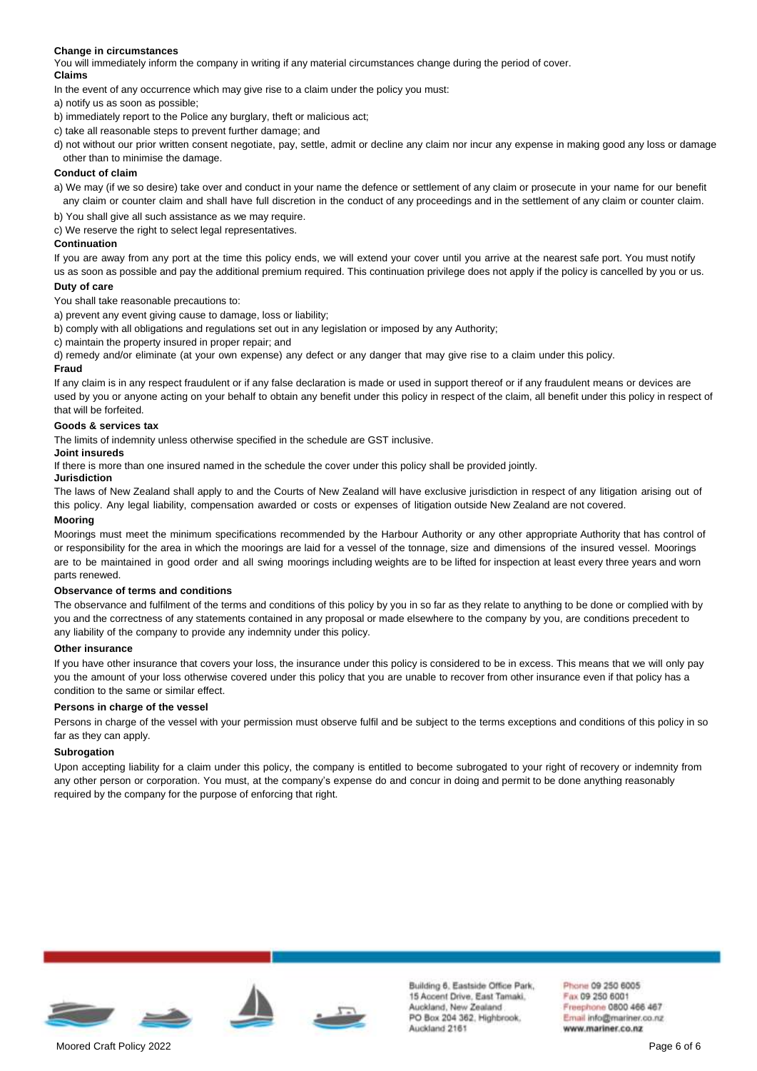**Change in circumstances**

You will immediately inform the company in writing if any material circumstances change during the period of cover.

**Claims**

In the event of any occurrence which may give rise to a claim under the policy you must:

a) notify us as soon as possible;

b) immediately report to the Police any burglary, theft or malicious act;

c) take all reasonable steps to prevent further damage; and

d) not without our prior written consent negotiate, pay, settle, admit or decline any claim nor incur any expense in making good any loss or damage other than to minimise the damage.

**Conduct of claim**

a) We may (if we so desire) take over and conduct in your name the defence or settlement of any claim or prosecute in your name for our benefit any claim or counter claim and shall have full discretion in the conduct of any proceedings and in the settlement of any claim or counter claim.

b) You shall give all such assistance as we may require.

c) We reserve the right to select legal representatives.

**Continuation**

If you are away from any port at the time this policy ends, we will extend your cover until you arrive at the nearest safe port. You must notify us as soon as possible and pay the additional premium required. This continuation privilege does not apply if the policy is cancelled by you or us.

**Duty of care**

You shall take reasonable precautions to:

a) prevent any event giving cause to damage, loss or liability;

b) comply with all obligations and regulations set out in any legislation or imposed by any Authority;

c) maintain the property insured in proper repair; and

d) remedy and/or eliminate (at your own expense) any defect or any danger that may give rise to a claim under this policy.

**Fraud**

If any claim is in any respect fraudulent or if any false declaration is made or used in support thereof or if any fraudulent means or devices are used by you or anyone acting on your behalf to obtain any benefit under this policy in respect of the claim, all benefit under this policy in respect of that will be forfeited.

**Goods & services tax**

The limits of indemnity unless otherwise specified in the schedule are GST inclusive.

**Joint insureds**

If there is more than one insured named in the schedule the cover under this policy shall be provided jointly.

**Jurisdiction**

The laws of New Zealand shall apply to and the Courts of New Zealand will have exclusive jurisdiction in respect of any litigation arising out of this policy. Any legal liability, compensation awarded or costs or expenses of litigation outside New Zealand are not covered.

**Mooring**

Moorings must meet the minimum specifications recommended by the Harbour Authority or any other appropriate Authority that has control of or responsibility for the area in which the moorings are laid for a vessel of the tonnage, size and dimensions of the insured vessel. Moorings are to be maintained in good order and all swing moorings including weights are to be lifted for inspection at least every three years and worn parts renewed.

**Observance of terms and conditions**

The observance and fulfilment of the terms and conditions of this policy by you in so far as they relate to anything to be done or complied with by you and the correctness of any statements contained in any proposal or made elsewhere to the company by you, are conditions precedent to any liability of the company to provide any indemnity under this policy.

**Other insurance**

If you have other insurance that covers your loss, the insurance under this policy is considered to be in excess. This means that we will only pay you the amount of your loss otherwise covered under this policy that you are unable to recover from other insurance even if that policy has a condition to the same or similar effect.

**Persons in charge of the vessel**

Persons in charge of the vessel with your permission must observe fulfil and be subject to the terms exceptions and conditions of this policy in so far as they can apply.

**Subrogation**

Upon accepting liability for a claim under this policy, the company is entitled to become subrogated to your right of recovery or indemnity from any other person or corporation. You must, at the company's expense do and concur in doing and permit to be done anything reasonably required by the company for the purpose of enforcing that right.

Building 6, Eastside Office Park,
15 Accent Drive, East Tamaki,
Auckland, New Zealand
PO Box 204 362, Highbrook,
Auckland 2161

Phone 09 250 6005
Fax 09 250 6001
Freephone 0800 466 467
Email info@mariner.co.nz
www.mariner.co.nz